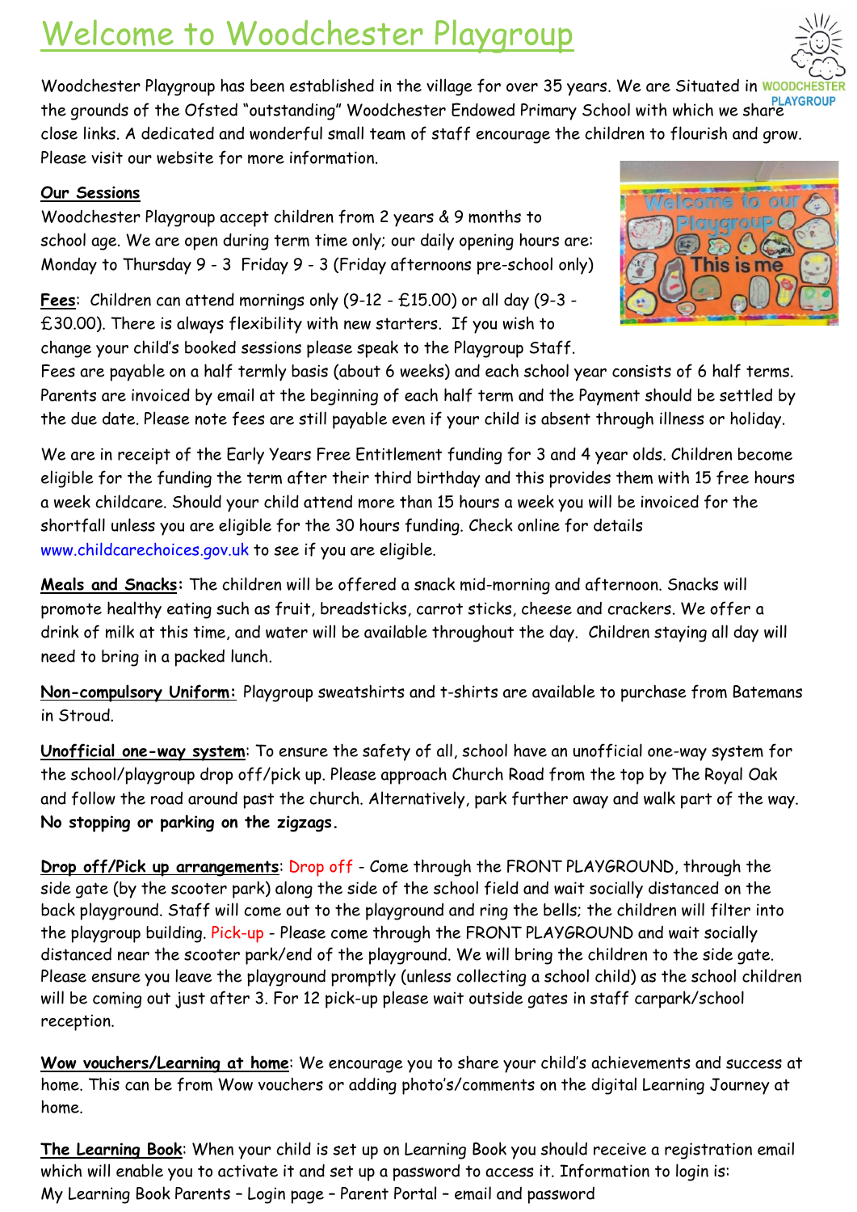# Welcome to Woodchester Playgroup

Woodchester Playgroup has been established in the village for over 35 years. We are Situated in the grounds of the Ofsted "outstanding" Woodchester Endowed Primary School with which we share close links. A dedicated and wonderful small team of staff encourage the children to flourish and grow. Please visit our website for more information.

**Our Sessions**

Woodchester Playgroup accept children from 2 years & 9 months to school age. We are open during term time only; our daily opening hours are: Monday to Thursday 9 - 3 Friday 9 - 3 (Friday afternoons pre-school only)

**Fees**: Children can attend mornings only (9-12 - £15.00) or all day (9-3 - £30.00). There is always flexibility with new starters. If you wish to change your child's booked sessions please speak to the Playgroup Staff. Fees are payable on a half termly basis (about 6 weeks) and each school year consists of 6 half terms. Parents are invoiced by email at the beginning of each half term and the Payment should be settled by the due date. Please note fees are still payable even if your child is absent through illness or holiday.

We are in receipt of the Early Years Free Entitlement funding for 3 and 4 year olds. Children become eligible for the funding the term after their third birthday and this provides them with 15 free hours a week childcare. Should your child attend more than 15 hours a week you will be invoiced for the shortfall unless you are eligible for the 30 hours funding. Check online for details www.childcarechoices.gov.uk to see if you are eligible.

**Meals and Snacks:** The children will be offered a snack mid-morning and afternoon. Snacks will promote healthy eating such as fruit, breadsticks, carrot sticks, cheese and crackers. We offer a drink of milk at this time, and water will be available throughout the day. Children staying all day will need to bring in a packed lunch.

**Non-compulsory Uniform:** Playgroup sweatshirts and t-shirts are available to purchase from Batemans in Stroud.

**Unofficial one-way system**: To ensure the safety of all, school have an unofficial one-way system for the school/playgroup drop off/pick up. Please approach Church Road from the top by The Royal Oak and follow the road around past the church. Alternatively, park further away and walk part of the way. **No stopping or parking on the zigzags.**

**Drop off/Pick up arrangements**: Drop off - Come through the FRONT PLAYGROUND, through the side gate (by the scooter park) along the side of the school field and wait socially distanced on the back playground. Staff will come out to the playground and ring the bells; the children will filter into the playgroup building. Pick-up - Please come through the FRONT PLAYGROUND and wait socially distanced near the scooter park/end of the playground. We will bring the children to the side gate. Please ensure you leave the playground promptly (unless collecting a school child) as the school children will be coming out just after 3. For 12 pick-up please wait outside gates in staff carpark/school reception.

**Wow vouchers/Learning at home**: We encourage you to share your child's achievements and success at home. This can be from Wow vouchers or adding photo's/comments on the digital Learning Journey at home.

**The Learning Book**: When your child is set up on Learning Book you should receive a registration email which will enable you to activate it and set up a password to access it. Information to login is: My Learning Book Parents – Login page – Parent Portal – email and password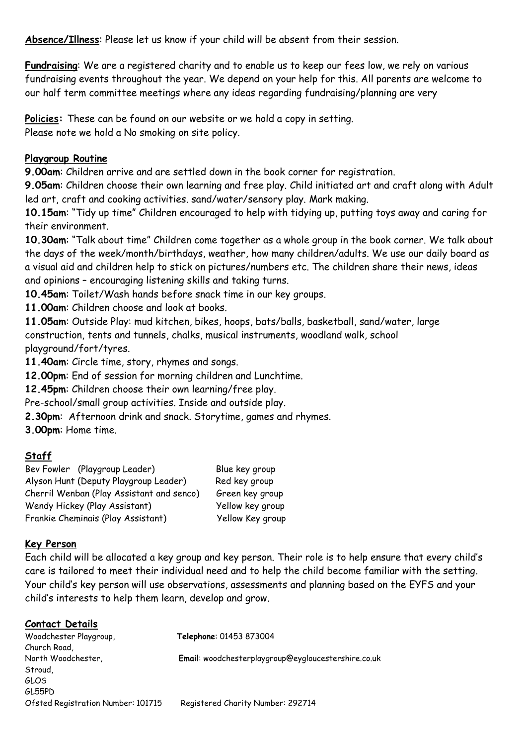**Absence/Illness**: Please let us know if your child will be absent from their session.

**Fundraising**: We are a registered charity and to enable us to keep our fees low, we rely on various fundraising events throughout the year. We depend on your help for this. All parents are welcome to our half term committee meetings where any ideas regarding fundraising/planning are very

**Policies:** These can be found on our website or we hold a copy in setting.
Please note we hold a No smoking on site policy.

**Playgroup Routine**

**9.00am**: Children arrive and are settled down in the book corner for registration.

**9.05am**: Children choose their own learning and free play. Child initiated art and craft along with Adult led art, craft and cooking activities. sand/water/sensory play. Mark making.

**10.15am**: "Tidy up time" Children encouraged to help with tidying up, putting toys away and caring for their environment.

**10.30am**: "Talk about time" Children come together as a whole group in the book corner. We talk about the days of the week/month/birthdays, weather, how many children/adults. We use our daily board as a visual aid and children help to stick on pictures/numbers etc. The children share their news, ideas and opinions – encouraging listening skills and taking turns.

**10.45am**: Toilet/Wash hands before snack time in our key groups.

**11.00am**: Children choose and look at books.

**11.05am**: Outside Play: mud kitchen, bikes, hoops, bats/balls, basketball, sand/water, large construction, tents and tunnels, chalks, musical instruments, woodland walk, school playground/fort/tyres.

**11.40am**: Circle time, story, rhymes and songs.

**12.00pm**: End of session for morning children and Lunchtime.

**12.45pm**: Children choose their own learning/free play.
Pre-school/small group activities. Inside and outside play.

**2.30pm**: Afternoon drink and snack. Storytime, games and rhymes.

**3.00pm**: Home time.

**Staff**

| | |
|---|---|
| Bev Fowler (Playgroup Leader) | Blue key group |
| Alyson Hunt (Deputy Playgroup Leader) | Red key group |
| Cherril Wenban (Play Assistant and senco) | Green key group |
| Wendy Hickey (Play Assistant) | Yellow key group |
| Frankie Cheminais (Play Assistant) | Yellow Key group |

**Key Person**

Each child will be allocated a key group and key person. Their role is to help ensure that every child's care is tailored to meet their individual need and to help the child become familiar with the setting. Your child's key person will use observations, assessments and planning based on the EYFS and your child's interests to help them learn, develop and grow.

**Contact Details**

Woodchester Playgroup,
Church Road,
North Woodchester,
Stroud,
GLOS
GL55PD

**Telephone**: 01453 873004

**Email**: woodchesterplaygroup@eygloucestershire.co.uk

Ofsted Registration Number: 101715

Registered Charity Number: 292714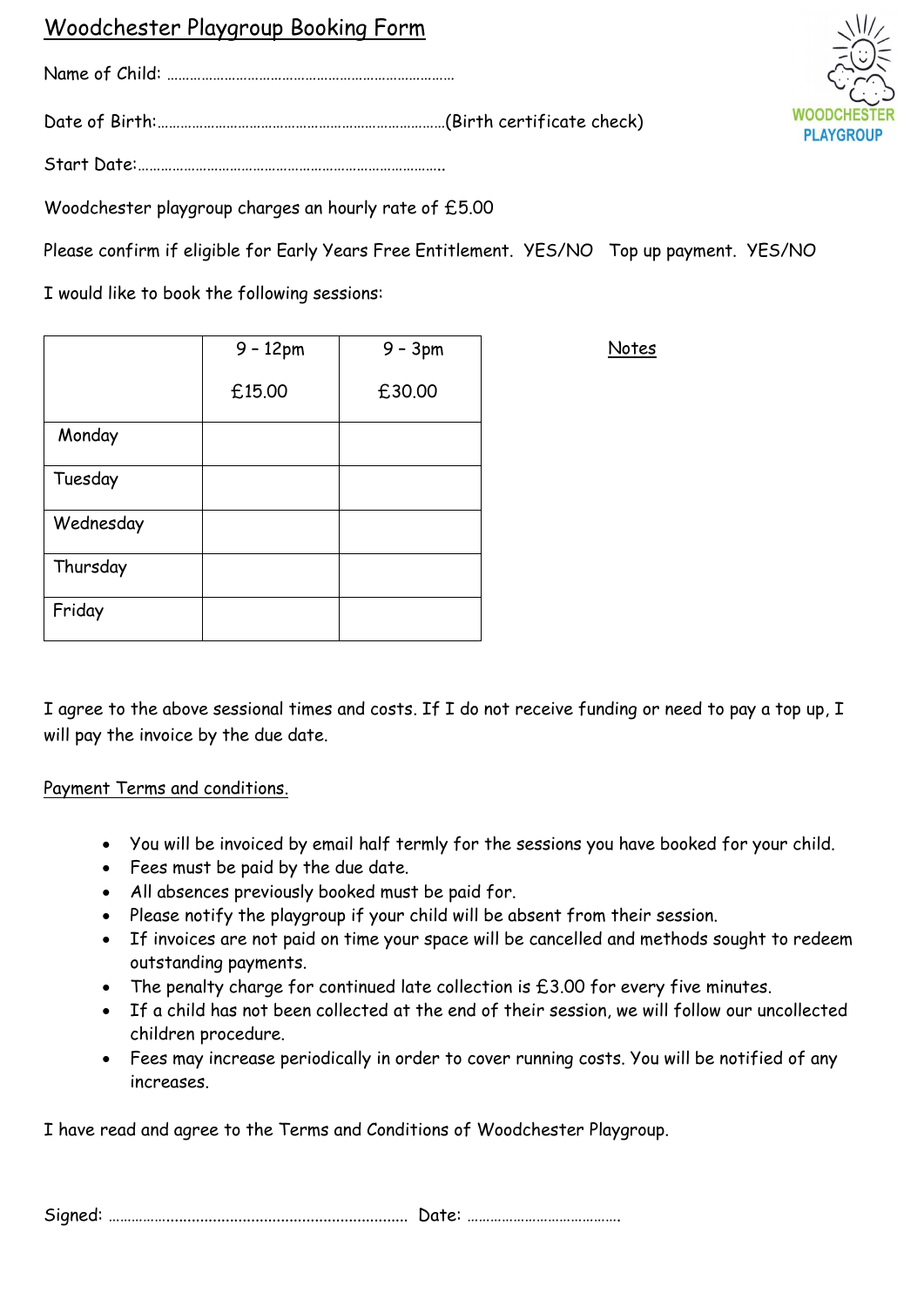# Woodchester Playgroup Booking Form

Name of Child: ……………………………………………………………………

Date of Birth:……………………………………………………………………(Birth certificate check)

Start Date:……………………………………………………………………….

Woodchester playgroup charges an hourly rate of £5.00

Please confirm if eligible for Early Years Free Entitlement. YES/NO Top up payment. YES/NO

I would like to book the following sessions:

| | 9 – 12pm<br>£15.00 | 9 – 3pm<br>£30.00 |
|---|---|---|
| Monday | | |
| Tuesday | | |
| Wednesday | | |
| Thursday | | |
| Friday | | |

Notes

I agree to the above sessional times and costs. If I do not receive funding or need to pay a top up, I will pay the invoice by the due date.

Payment Terms and conditions.

- You will be invoiced by email half termly for the sessions you have booked for your child.
- Fees must be paid by the due date.
- All absences previously booked must be paid for.
- Please notify the playgroup if your child will be absent from their session.
- If invoices are not paid on time your space will be cancelled and methods sought to redeem outstanding payments.
- The penalty charge for continued late collection is £3.00 for every five minutes.
- If a child has not been collected at the end of their session, we will follow our uncollected children procedure.
- Fees may increase periodically in order to cover running costs. You will be notified of any increases.

I have read and agree to the Terms and Conditions of Woodchester Playgroup.

Signed: ……………………………………………………………… Date: …………………………………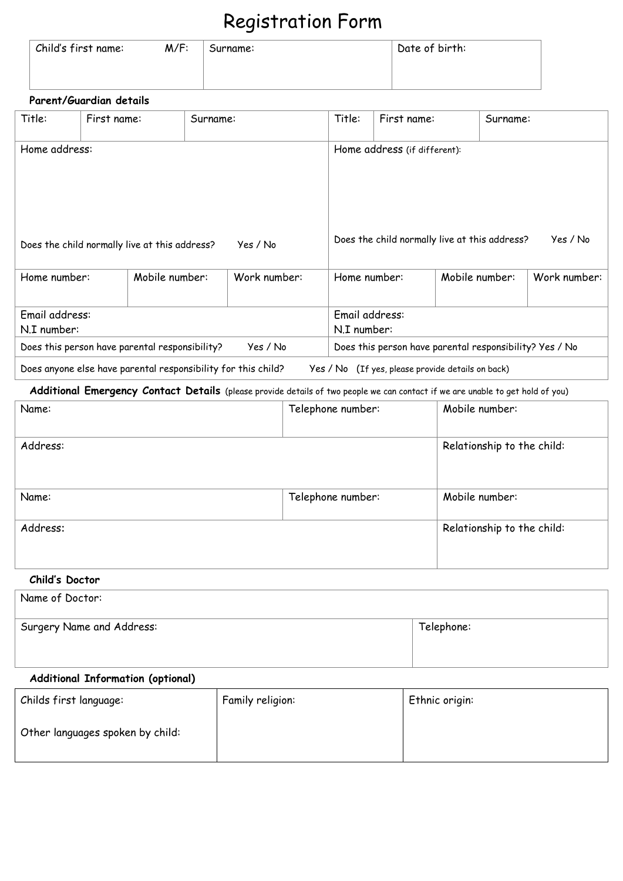# Registration Form

| Child's first name: M/F: | Surname: | Date of birth: |
|---|---|---|
| | | |

**Parent/Guardian details**

| Title: | First name: | Surname: | Title: | First name: | Surname: |
|---|---|---|---|---|---|
| Home address:<br><br>Does the child normally live at this address? Yes / No | | | Home address (if different):<br><br>Does the child normally live at this address? Yes / No | | |
| Home number: | Mobile number: | Work number: | Home number: | Mobile number: | Work number: |
| Email address:<br>N.I number: | | | Email address:<br>N.I number: | | |
| Does this person have parental responsibility? Yes / No | | | Does this person have parental responsibility? Yes / No | | |
| Does anyone else have parental responsibility for this child? Yes / No (If yes, please provide details on back) | | | | | |

**Additional Emergency Contact Details** (please provide details of two people we can contact if we are unable to get hold of you)

| Name: | Telephone number: | Mobile number: |
|---|---|---|
| Address: | | Relationship to the child: |
| Name: | Telephone number: | Mobile number: |
| Address: | | Relationship to the child: |

**Child's Doctor**

| Name of Doctor: | |
|---|---|
| Surgery Name and Address: | Telephone: |

**Additional Information (optional)**

| Childs first language:<br><br>Other languages spoken by child: | Family religion: | Ethnic origin: |
|---|---|---|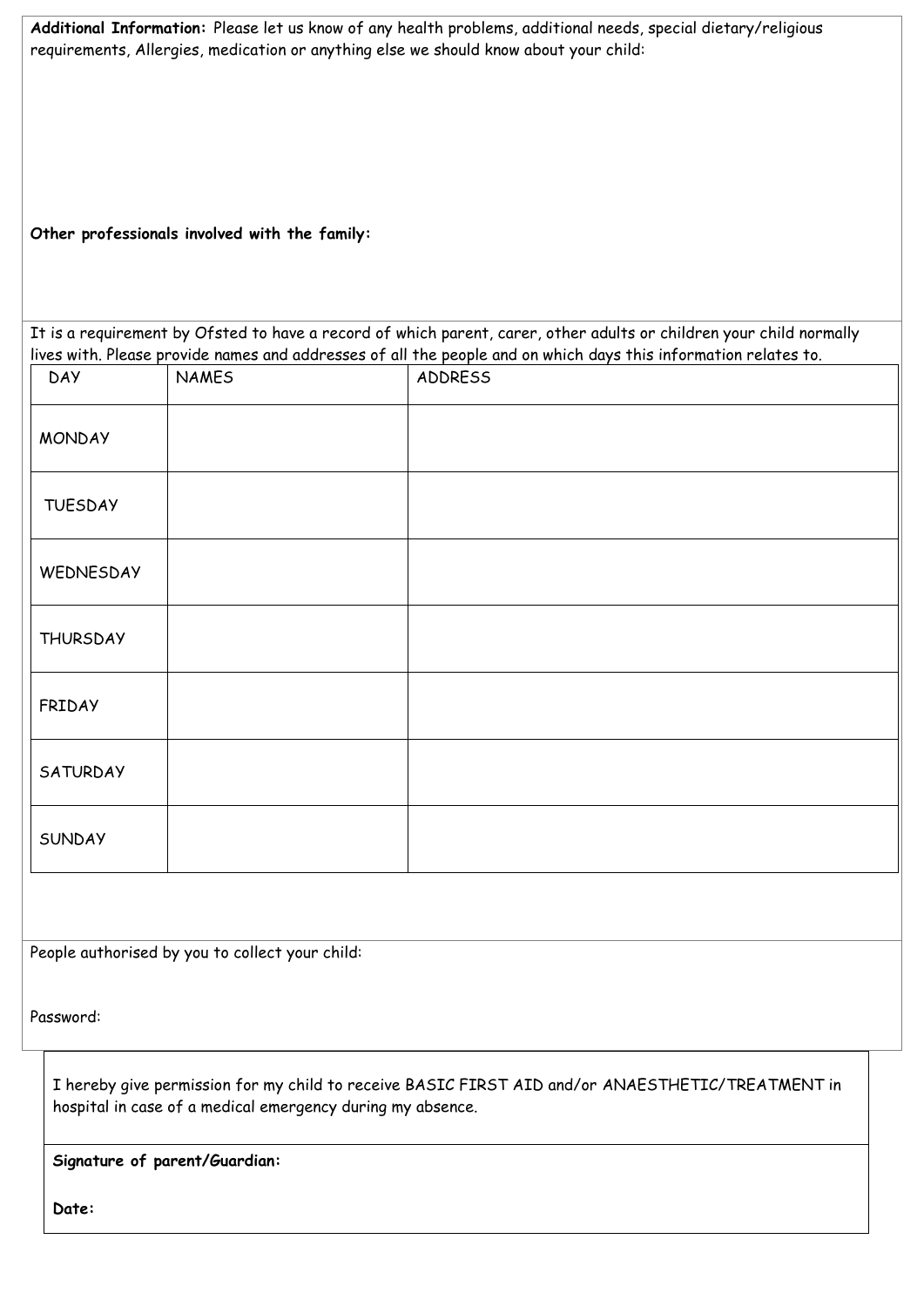**Additional Information:** Please let us know of any health problems, additional needs, special dietary/religious requirements, Allergies, medication or anything else we should know about your child:

**Other professionals involved with the family:**

It is a requirement by Ofsted to have a record of which parent, carer, other adults or children your child normally lives with. Please provide names and addresses of all the people and on which days this information relates to.

| DAY | NAMES | ADDRESS |
|---|---|---|
| MONDAY | | |
| TUESDAY | | |
| WEDNESDAY | | |
| THURSDAY | | |
| FRIDAY | | |
| SATURDAY | | |
| SUNDAY | | |

People authorised by you to collect your child:

Password:

I hereby give permission for my child to receive BASIC FIRST AID and/or ANAESTHETIC/TREATMENT in hospital in case of a medical emergency during my absence.

**Signature of parent/Guardian:**

**Date:**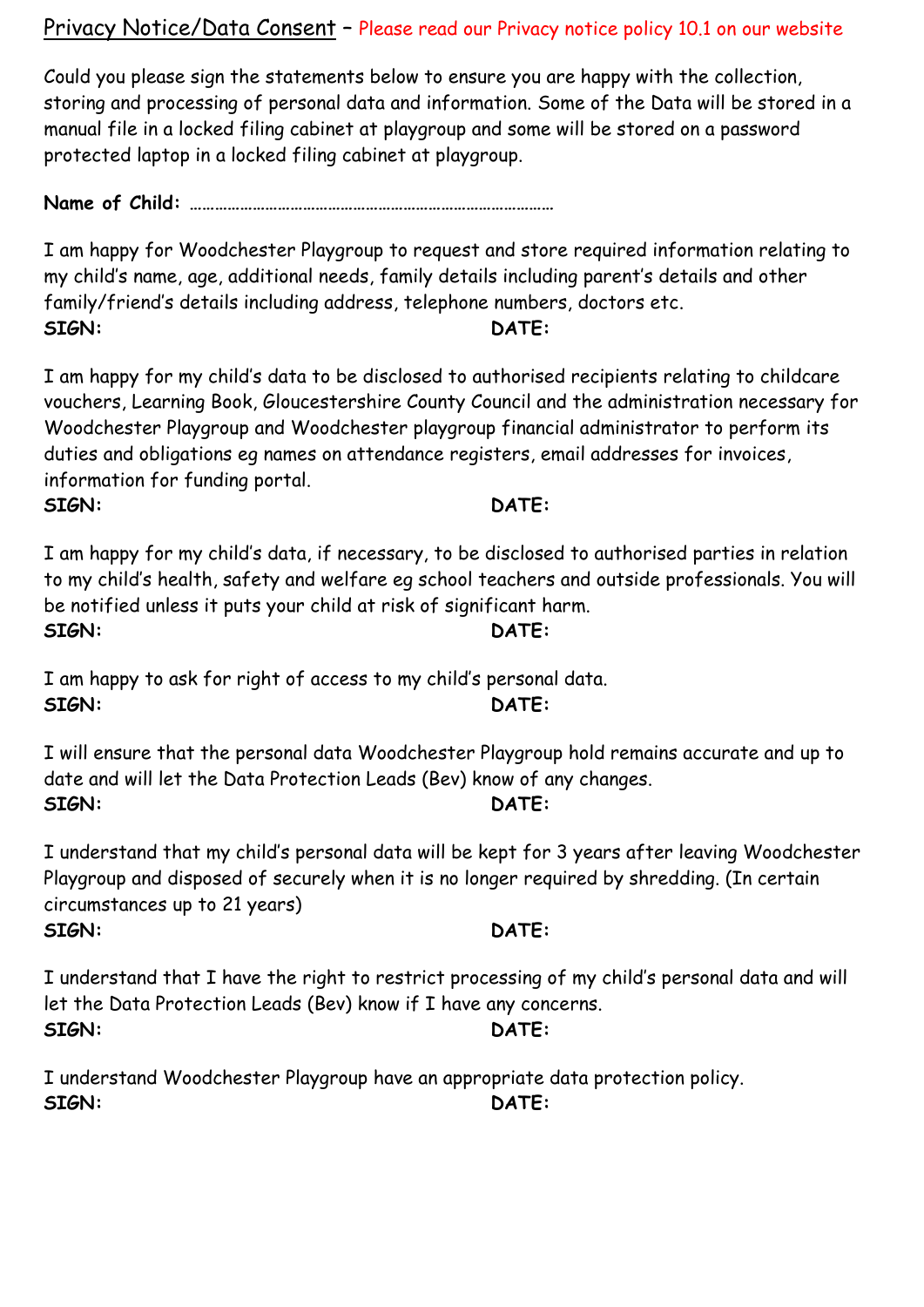## Privacy Notice/Data Consent – Please read our Privacy notice policy 10.1 on our website

Could you please sign the statements below to ensure you are happy with the collection, storing and processing of personal data and information. Some of the Data will be stored in a manual file in a locked filing cabinet at playgroup and some will be stored on a password protected laptop in a locked filing cabinet at playgroup.

**Name of Child:** ……………………………………………………………………………

I am happy for Woodchester Playgroup to request and store required information relating to my child's name, age, additional needs, family details including parent's details and other family/friend's details including address, telephone numbers, doctors etc.

**SIGN:** **DATE:**

I am happy for my child's data to be disclosed to authorised recipients relating to childcare vouchers, Learning Book, Gloucestershire County Council and the administration necessary for Woodchester Playgroup and Woodchester playgroup financial administrator to perform its duties and obligations eg names on attendance registers, email addresses for invoices, information for funding portal.

**SIGN:** **DATE:**

I am happy for my child's data, if necessary, to be disclosed to authorised parties in relation to my child's health, safety and welfare eg school teachers and outside professionals. You will be notified unless it puts your child at risk of significant harm.

**SIGN:** **DATE:**

I am happy to ask for right of access to my child's personal data.

**SIGN:** **DATE:**

I will ensure that the personal data Woodchester Playgroup hold remains accurate and up to date and will let the Data Protection Leads (Bev) know of any changes.

**SIGN:** **DATE:**

I understand that my child's personal data will be kept for 3 years after leaving Woodchester Playgroup and disposed of securely when it is no longer required by shredding. (In certain circumstances up to 21 years)

**SIGN:** **DATE:**

I understand that I have the right to restrict processing of my child's personal data and will let the Data Protection Leads (Bev) know if I have any concerns.

**SIGN:** **DATE:**

I understand Woodchester Playgroup have an appropriate data protection policy.

**SIGN:** **DATE:**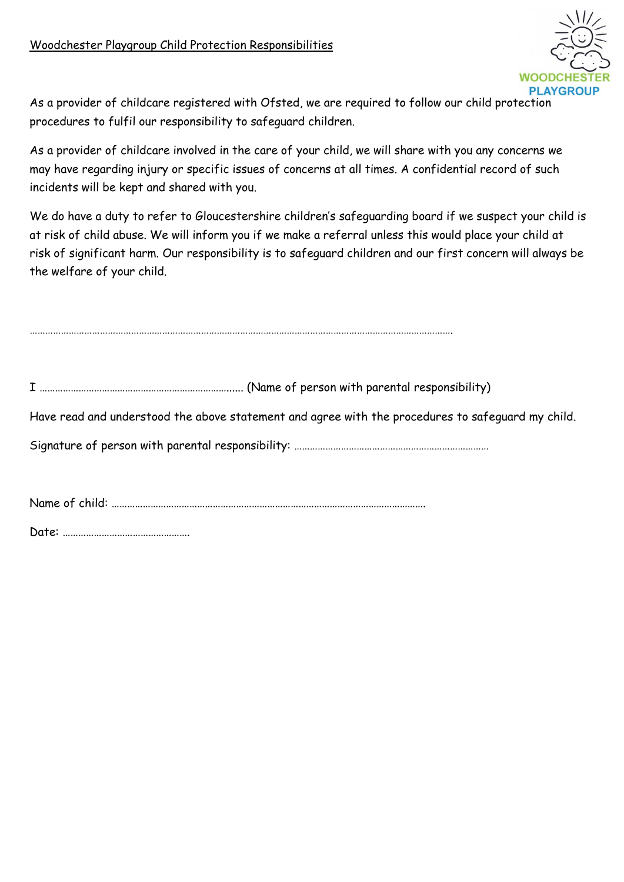<u>Woodchester Playgroup Child Protection Responsibilities</u>

WOODCHESTER PLAYGROUP

As a provider of childcare registered with Ofsted, we are required to follow our child protection procedures to fulfil our responsibility to safeguard children.

As a provider of childcare involved in the care of your child, we will share with you any concerns we may have regarding injury or specific issues of concerns at all times. A confidential record of such incidents will be kept and shared with you.

We do have a duty to refer to Gloucestershire children's safeguarding board if we suspect your child is at risk of child abuse. We will inform you if we make a referral unless this would place your child at risk of significant harm. Our responsibility is to safeguard children and our first concern will always be the welfare of your child.

……………………………………………………………………………………………………………………………………………

I ………………………………………………………………….. (Name of person with parental responsibility)

Have read and understood the above statement and agree with the procedures to safeguard my child.

Signature of person with parental responsibility: …………………………………………………………………

Name of child: ……………………………………………………………………………………………………….

Date: ………………………………………….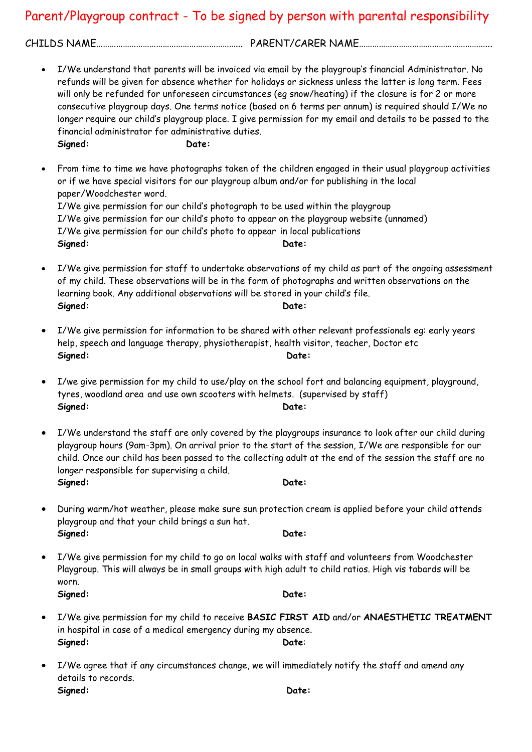# Parent/Playgroup contract - To be signed by person with parental responsibility

CHILDS NAME………………………………………………………… PARENT/CARER NAME…………………………………………………..

- I/We understand that parents will be invoiced via email by the playgroup's financial Administrator. No refunds will be given for absence whether for holidays or sickness unless the latter is long term. Fees will only be refunded for unforeseen circumstances (eg snow/heating) if the closure is for 2 or more consecutive playgroup days. One terms notice (based on 6 terms per annum) is required should I/We no longer require our child's playgroup place. I give permission for my email and details to be passed to the financial administrator for administrative duties.
  **Signed:** **Date:**

- From time to time we have photographs taken of the children engaged in their usual playgroup activities or if we have special visitors for our playgroup album and/or for publishing in the local paper/Woodchester word.
  I/We give permission for our child's photograph to be used within the playgroup
  I/We give permission for our child's photo to appear on the playgroup website (unnamed)
  I/We give permission for our child's photo to appear in local publications
  **Signed:** **Date:**

- I/We give permission for staff to undertake observations of my child as part of the ongoing assessment of my child. These observations will be in the form of photographs and written observations on the learning book. Any additional observations will be stored in your child's file.
  **Signed:** **Date:**

- I/We give permission for information to be shared with other relevant professionals eg: early years help, speech and language therapy, physiotherapist, health visitor, teacher, Doctor etc
  **Signed:** **Date:**

- I/we give permission for my child to use/play on the school fort and balancing equipment, playground, tyres, woodland area and use own scooters with helmets. (supervised by staff)
  **Signed:** **Date:**

- I/We understand the staff are only covered by the playgroups insurance to look after our child during playgroup hours (9am-3pm). On arrival prior to the start of the session, I/We are responsible for our child. Once our child has been passed to the collecting adult at the end of the session the staff are no longer responsible for supervising a child.
  **Signed:** **Date:**

- During warm/hot weather, please make sure sun protection cream is applied before your child attends playgroup and that your child brings a sun hat.
  **Signed:** **Date:**

- I/We give permission for my child to go on local walks with staff and volunteers from Woodchester Playgroup. This will always be in small groups with high adult to child ratios. High vis tabards will be worn.
  **Signed:** **Date:**

- I/We give permission for my child to receive **BASIC FIRST AID** and/or **ANAESTHETIC TREATMENT** in hospital in case of a medical emergency during my absence.
  **Signed:** **Date**:

- I/We agree that if any circumstances change, we will immediately notify the staff and amend any details to records.
  **Signed:** **Date:**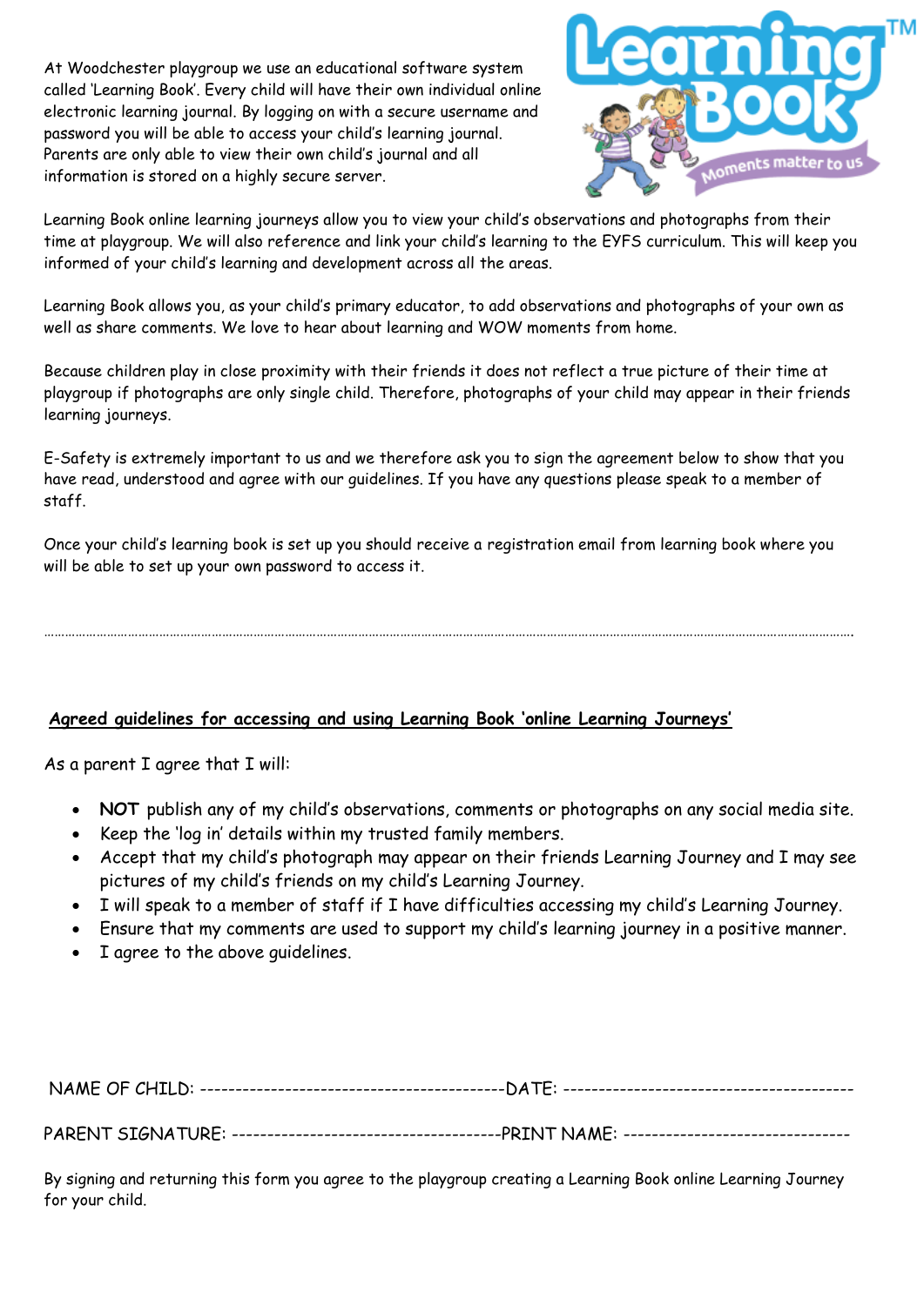At Woodchester playgroup we use an educational software system called 'Learning Book'. Every child will have their own individual online electronic learning journal. By logging on with a secure username and password you will be able to access your child's learning journal. Parents are only able to view their own child's journal and all information is stored on a highly secure server.

Learning Book online learning journeys allow you to view your child's observations and photographs from their time at playgroup. We will also reference and link your child's learning to the EYFS curriculum. This will keep you informed of your child's learning and development across all the areas.

Learning Book allows you, as your child's primary educator, to add observations and photographs of your own as well as share comments. We love to hear about learning and WOW moments from home.

Because children play in close proximity with their friends it does not reflect a true picture of their time at playgroup if photographs are only single child. Therefore, photographs of your child may appear in their friends learning journeys.

E-Safety is extremely important to us and we therefore ask you to sign the agreement below to show that you have read, understood and agree with our guidelines. If you have any questions please speak to a member of staff.

Once your child's learning book is set up you should receive a registration email from learning book where you will be able to set up your own password to access it.

---

**Agreed guidelines for accessing and using Learning Book 'online Learning Journeys'**

As a parent I agree that I will:

- **NOT** publish any of my child's observations, comments or photographs on any social media site.
- Keep the 'log in' details within my trusted family members.
- Accept that my child's photograph may appear on their friends Learning Journey and I may see pictures of my child's friends on my child's Learning Journey.
- I will speak to a member of staff if I have difficulties accessing my child's Learning Journey.
- Ensure that my comments are used to support my child's learning journey in a positive manner.
- I agree to the above guidelines.

NAME OF CHILD: ------------------------------------------DATE: ----------------------------------------

PARENT SIGNATURE: -------------------------------------PRINT NAME: -------------------------------

By signing and returning this form you agree to the playgroup creating a Learning Book online Learning Journey for your child.